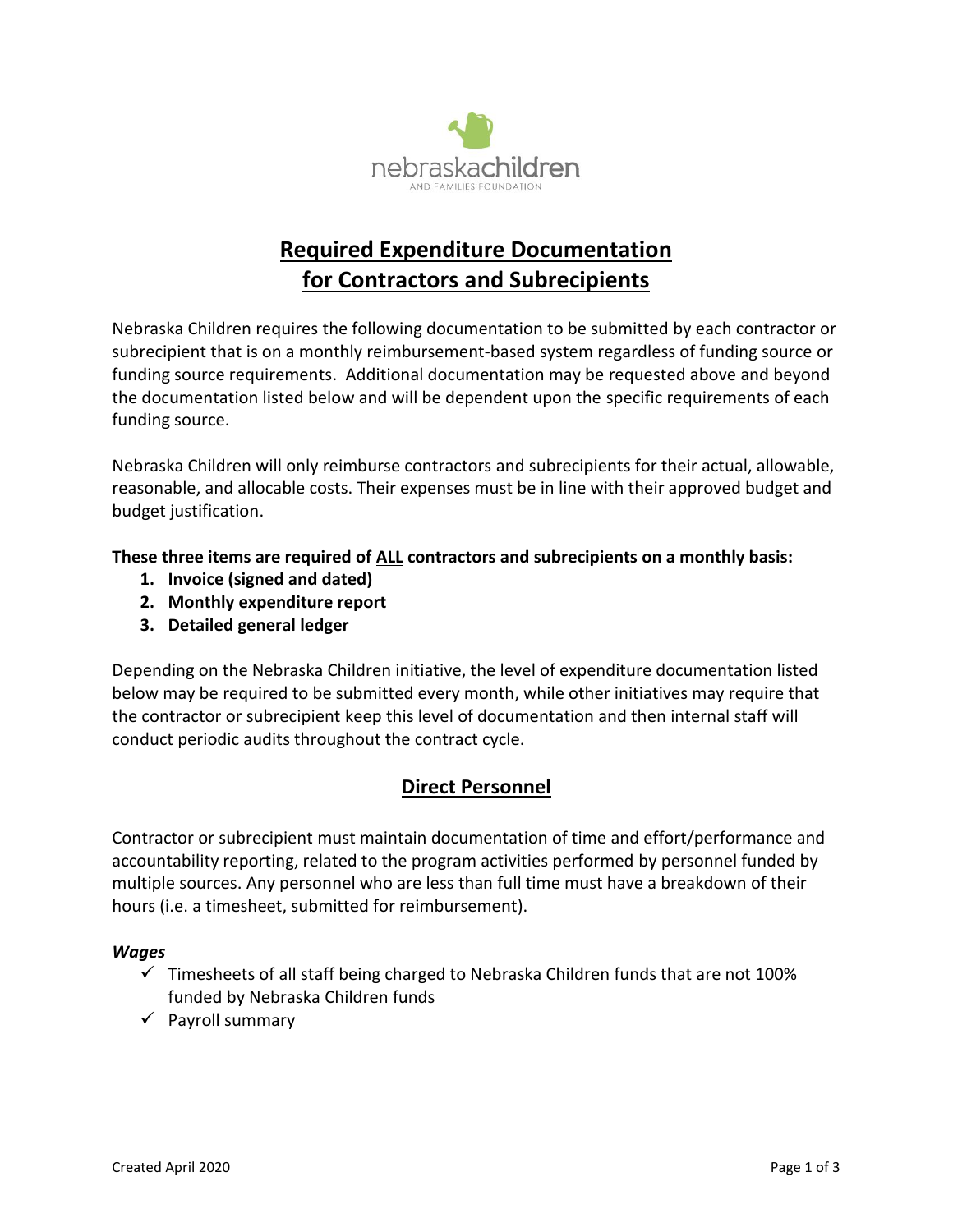# Required Expenditure Documentation for Contractors and Subrecipients

Nebraska Children requires the following documentation to be submitted by each contractor or subrecipient that is on a monthly reimbursement-based system regardless of funding source or funding source requirements. Additional documentation may be requested above and beyond the documentation listed below and will be dependent upon the specific requirements of each funding source.

Nebraska Children will only reimburse contractors and subrecipients for their actual, allowable, reasonable, and allocable costs. Their expenses must be in line with their approved budget and budget justification.

**These three items are required of ALL contractors and subrecipients on a monthly basis:**

1. **Invoice (signed and dated)**
2. **Monthly expenditure report**
3. **Detailed general ledger**

Depending on the Nebraska Children initiative, the level of expenditure documentation listed below may be required to be submitted every month, while other initiatives may require that the contractor or subrecipient keep this level of documentation and then internal staff will conduct periodic audits throughout the contract cycle.

## Direct Personnel

Contractor or subrecipient must maintain documentation of time and effort/performance and accountability reporting, related to the program activities performed by personnel funded by multiple sources. Any personnel who are less than full time must have a breakdown of their hours (i.e. a timesheet, submitted for reimbursement).

### *Wages*

- ✓ Timesheets of all staff being charged to Nebraska Children funds that are not 100% funded by Nebraska Children funds
- ✓ Payroll summary

Created April 2020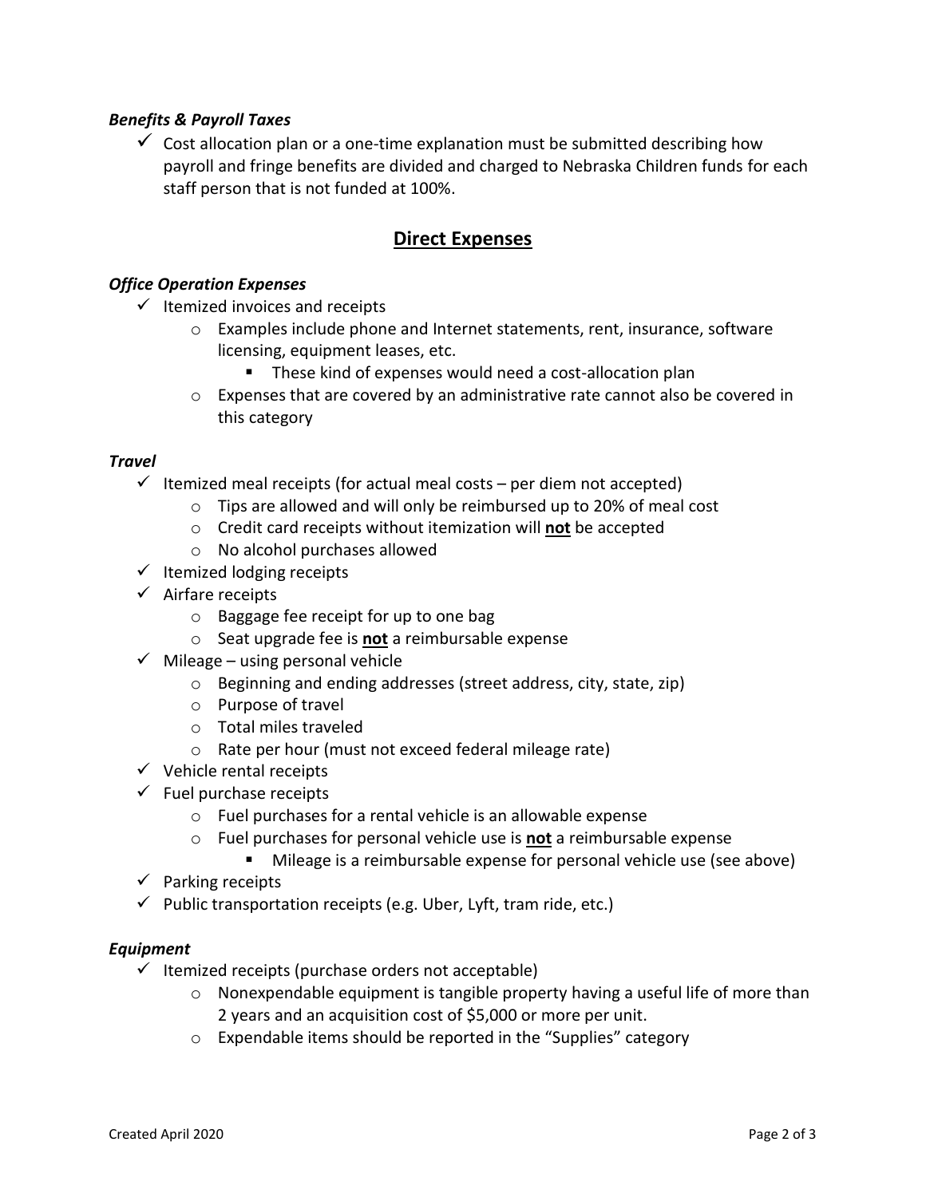***Benefits & Payroll Taxes***

- ✓ Cost allocation plan or a one-time explanation must be submitted describing how payroll and fringe benefits are divided and charged to Nebraska Children funds for each staff person that is not funded at 100%.

## <u>Direct Expenses</u>

***Office Operation Expenses***

- ✓ Itemized invoices and receipts
  - Examples include phone and Internet statements, rent, insurance, software licensing, equipment leases, etc.
    - These kind of expenses would need a cost-allocation plan
  - Expenses that are covered by an administrative rate cannot also be covered in this category

***Travel***

- ✓ Itemized meal receipts (for actual meal costs – per diem not accepted)
  - Tips are allowed and will only be reimbursed up to 20% of meal cost
  - Credit card receipts without itemization will **<u>not</u>** be accepted
  - No alcohol purchases allowed
- ✓ Itemized lodging receipts
- ✓ Airfare receipts
  - Baggage fee receipt for up to one bag
  - Seat upgrade fee is **<u>not</u>** a reimbursable expense
- ✓ Mileage – using personal vehicle
  - Beginning and ending addresses (street address, city, state, zip)
  - Purpose of travel
  - Total miles traveled
  - Rate per hour (must not exceed federal mileage rate)
- ✓ Vehicle rental receipts
- ✓ Fuel purchase receipts
  - Fuel purchases for a rental vehicle is an allowable expense
  - Fuel purchases for personal vehicle use is **<u>not</u>** a reimbursable expense
    - Mileage is a reimbursable expense for personal vehicle use (see above)
- ✓ Parking receipts
- ✓ Public transportation receipts (e.g. Uber, Lyft, tram ride, etc.)

***Equipment***

- ✓ Itemized receipts (purchase orders not acceptable)
  - Nonexpendable equipment is tangible property having a useful life of more than 2 years and an acquisition cost of $5,000 or more per unit.
  - Expendable items should be reported in the "Supplies" category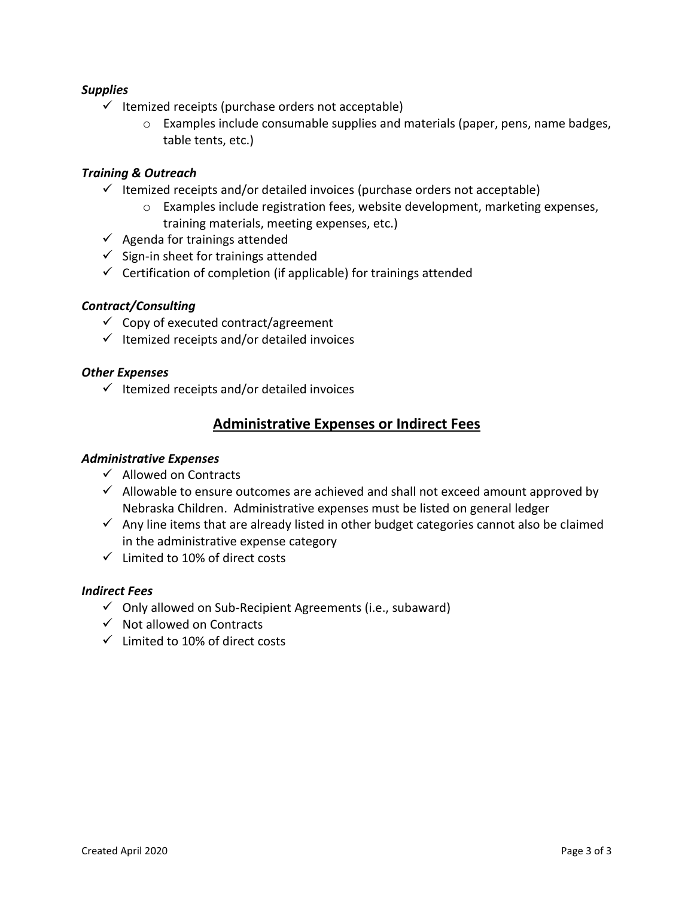***Supplies***

- ✓ Itemized receipts (purchase orders not acceptable)
  - Examples include consumable supplies and materials (paper, pens, name badges, table tents, etc.)

***Training & Outreach***

- ✓ Itemized receipts and/or detailed invoices (purchase orders not acceptable)
  - Examples include registration fees, website development, marketing expenses, training materials, meeting expenses, etc.)
- ✓ Agenda for trainings attended
- ✓ Sign-in sheet for trainings attended
- ✓ Certification of completion (if applicable) for trainings attended

***Contract/Consulting***

- ✓ Copy of executed contract/agreement
- ✓ Itemized receipts and/or detailed invoices

***Other Expenses***

- ✓ Itemized receipts and/or detailed invoices

## Administrative Expenses or Indirect Fees

***Administrative Expenses***

- ✓ Allowed on Contracts
- ✓ Allowable to ensure outcomes are achieved and shall not exceed amount approved by Nebraska Children. Administrative expenses must be listed on general ledger
- ✓ Any line items that are already listed in other budget categories cannot also be claimed in the administrative expense category
- ✓ Limited to 10% of direct costs

***Indirect Fees***

- ✓ Only allowed on Sub-Recipient Agreements (i.e., subaward)
- ✓ Not allowed on Contracts
- ✓ Limited to 10% of direct costs

Created April 2020